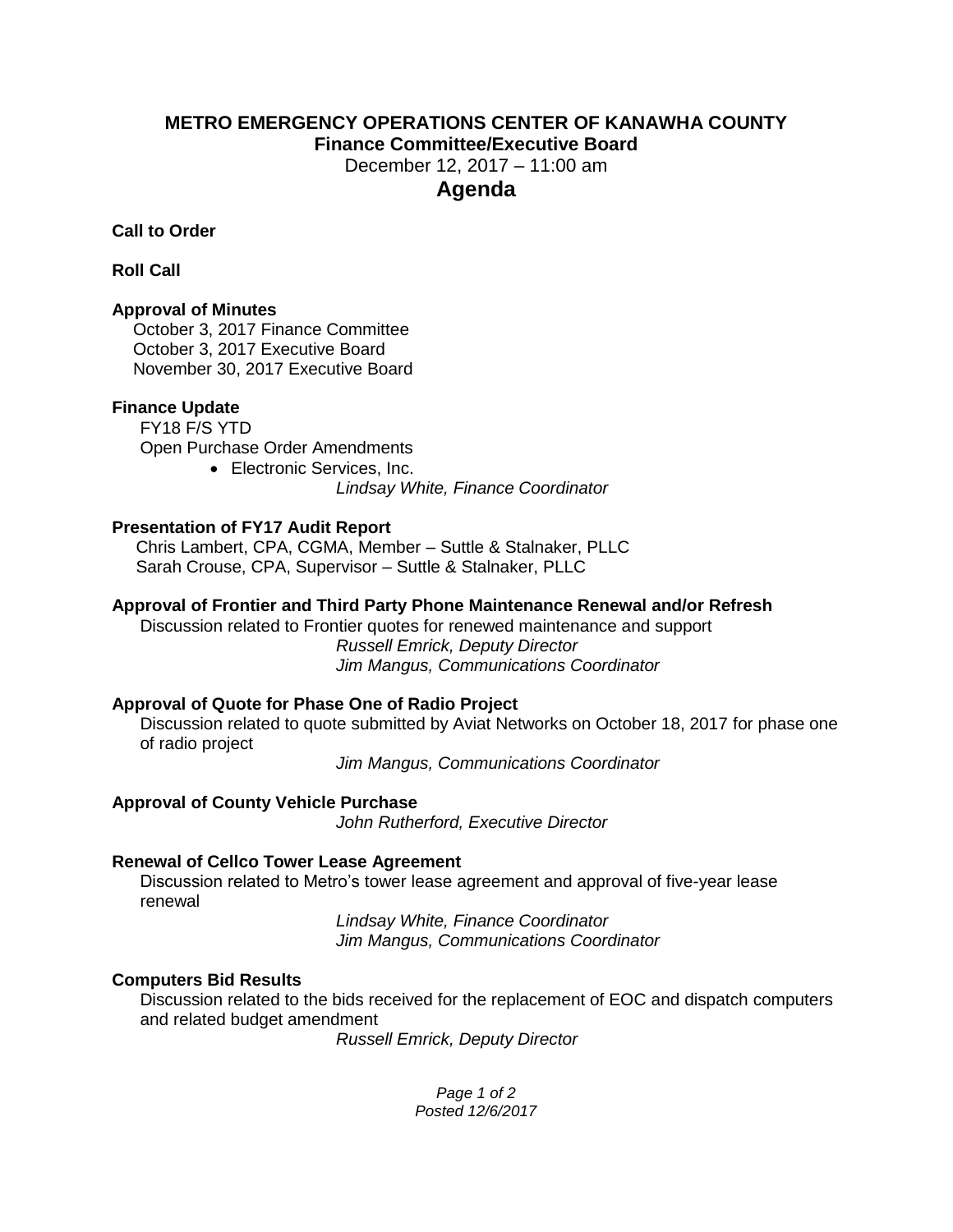# METRO EMERGENCY OPERATIONS CENTER OF KANAWHA COUNTY

## Finance Committee/Executive Board

December 12, 2017 – 11:00 am

## Agenda

**Call to Order**

**Roll Call**

**Approval of Minutes**

October 3, 2017 Finance Committee
October 3, 2017 Executive Board
November 30, 2017 Executive Board

**Finance Update**

FY18 F/S YTD
Open Purchase Order Amendments

- Electronic Services, Inc.

*Lindsay White, Finance Coordinator*

**Presentation of FY17 Audit Report**

Chris Lambert, CPA, CGMA, Member – Suttle & Stalnaker, PLLC
Sarah Crouse, CPA, Supervisor – Suttle & Stalnaker, PLLC

**Approval of Frontier and Third Party Phone Maintenance Renewal and/or Refresh**

Discussion related to Frontier quotes for renewed maintenance and support

*Russell Emrick, Deputy Director*
*Jim Mangus, Communications Coordinator*

**Approval of Quote for Phase One of Radio Project**

Discussion related to quote submitted by Aviat Networks on October 18, 2017 for phase one of radio project

*Jim Mangus, Communications Coordinator*

**Approval of County Vehicle Purchase**

*John Rutherford, Executive Director*

**Renewal of Cellco Tower Lease Agreement**

Discussion related to Metro's tower lease agreement and approval of five-year lease renewal

*Lindsay White, Finance Coordinator*
*Jim Mangus, Communications Coordinator*

**Computers Bid Results**

Discussion related to the bids received for the replacement of EOC and dispatch computers and related budget amendment

*Russell Emrick, Deputy Director*

*Posted 12/6/2017*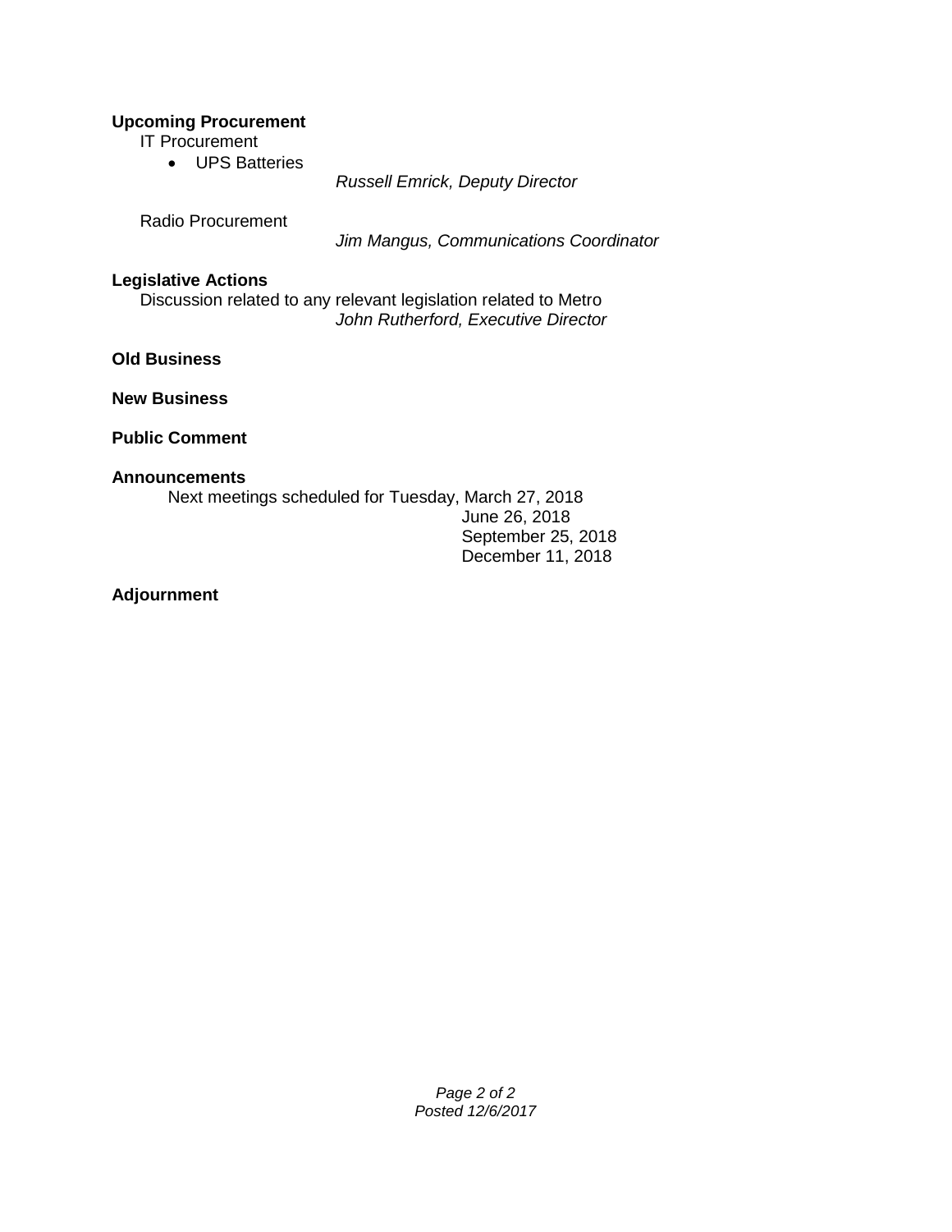**Upcoming Procurement**

IT Procurement

- UPS Batteries

*Russell Emrick, Deputy Director*

Radio Procurement

*Jim Mangus, Communications Coordinator*

**Legislative Actions**

Discussion related to any relevant legislation related to Metro

*John Rutherford, Executive Director*

**Old Business**

**New Business**

**Public Comment**

**Announcements**

Next meetings scheduled for Tuesday, March 27, 2018
June 26, 2018
September 25, 2018
December 11, 2018

**Adjournment**

*Posted 12/6/2017*